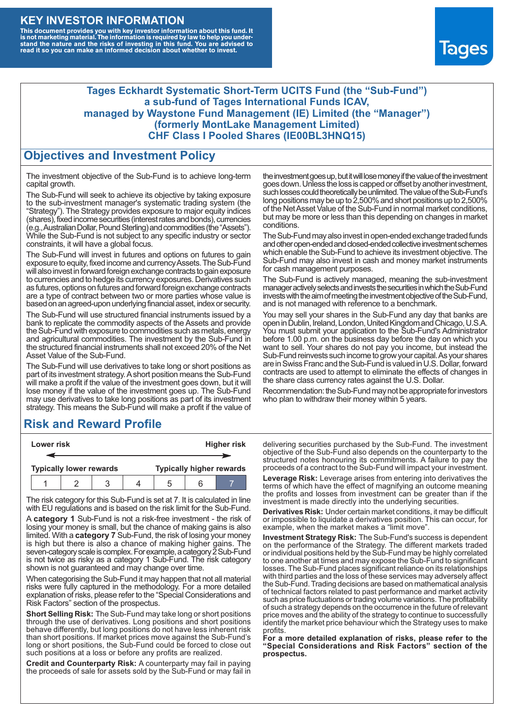# KEY INVESTOR INFORMATION

**This document provides you with key investor information about this fund. It is not marketing material. The information is required by law to help you understand the nature and the risks of investing in this fund. You are advised to read it so you can make an informed decision about whether to invest.**

Tages

## Tages Eckhardt Systematic Short-Term UCITS Fund (the "Sub-Fund") a sub-fund of Tages International Funds ICAV, managed by Waystone Fund Management (IE) Limited (the "Manager") (formerly MontLake Management Limited) CHF Class I Pooled Shares (IE00BL3HNQ15)

## Objectives and Investment Policy

The investment objective of the Sub-Fund is to achieve long-term capital growth.

The Sub-Fund will seek to achieve its objective by taking exposure to the sub-investment manager's systematic trading system (the "Strategy"). The Strategy provides exposure to major equity indices (shares), fixed income securities (interest rates and bonds), currencies (e.g., Australian Dollar, Pound Sterling) and commodities (the "Assets"). While the Sub-Fund is not subject to any specific industry or sector constraints, it will have a global focus.

The Sub-Fund will invest in futures and options on futures to gain exposure to equity, fixed income and currency Assets. The Sub-Fund will also invest in forward foreign exchange contracts to gain exposure to currencies and to hedge its currency exposures. Derivatives such as futures, options on futures and forward foreign exchange contracts are a type of contract between two or more parties whose value is based on an agreed-upon underlying financial asset, index or security.

The Sub-Fund will use structured financial instruments issued by a bank to replicate the commodity aspects of the Assets and provide the Sub-Fund with exposure to commodities such as metals, energy and agricultural commodities. The investment by the Sub-Fund in the structured financial instruments shall not exceed 20% of the Net Asset Value of the Sub-Fund.

The Sub-Fund will use derivatives to take long or short positions as part of its investment strategy. A short position means the Sub-Fund will make a profit if the value of the investment goes down, but it will lose money if the value of the investment goes up. The Sub-Fund may use derivatives to take long positions as part of its investment strategy. This means the Sub-Fund will make a profit if the value of the investment goes up, but it will lose money if the value of the investment goes down. Unless the loss is capped or offset by another investment, such losses could theoretically be unlimited. The value of the Sub-Fund's long positions may be up to 2,500% and short positions up to 2,500% of the Net Asset Value of the Sub-Fund in normal market conditions, but may be more or less than this depending on changes in market conditions.

The Sub-Fund may also invest in open-ended exchange traded funds and other open-ended and closed-ended collective investment schemes which enable the Sub-Fund to achieve its investment objective. The Sub-Fund may also invest in cash and money market instruments for cash management purposes.

The Sub-Fund is actively managed, meaning the sub-investment manager actively selects and invests the securities in which the Sub-Fund invests with the aim of meeting the investment objective of the Sub-Fund, and is not managed with reference to a benchmark.

You may sell your shares in the Sub-Fund any day that banks are open in Dublin, Ireland, London, United Kingdom and Chicago, U.S.A. You must submit your application to the Sub-Fund's Administrator before 1.00 p.m. on the business day before the day on which you want to sell. Your shares do not pay you income, but instead the Sub-Fund reinvests such income to grow your capital. As your shares are in Swiss Franc and the Sub-Fund is valued in U.S. Dollar, forward contracts are used to attempt to eliminate the effects of changes in the share class currency rates against the U.S. Dollar.

Recommendation: the Sub-Fund may not be appropriate for investors who plan to withdraw their money within 5 years.

## Risk and Reward Profile

| Lower risk | | | | | | Higher risk |
|---|---|---|---|---|---|---|
| Typically lower rewards | | | | | | Typically higher rewards |
| 1 | 2 | 3 | 4 | 5 | 6 | **7** |

The risk category for this Sub-Fund is set at 7. It is calculated in line with EU regulations and is based on the risk limit for the Sub-Fund.

A **category 1** Sub-Fund is not a risk-free investment - the risk of losing your money is small, but the chance of making gains is also limited. With a **category 7** Sub-Fund, the risk of losing your money is high but there is also a chance of making higher gains. The seven-category scale is complex. For example, a category 2 Sub-Fund is not twice as risky as a category 1 Sub-Fund. The risk category shown is not guaranteed and may change over time.

When categorising the Sub-Fund it may happen that not all material risks were fully captured in the methodology. For a more detailed explanation of risks, please refer to the "Special Considerations and Risk Factors" section of the prospectus.

**Short Selling Risk:** The Sub-Fund may take long or short positions through the use of derivatives. Long positions and short positions behave differently, but long positions do not have less inherent risk than short positions. If market prices move against the Sub-Fund's long or short positions, the Sub-Fund could be forced to close out such positions at a loss or before any profits are realized.

**Credit and Counterparty Risk:** A counterparty may fail in paying the proceeds of sale for assets sold by the Sub-Fund or may fail in delivering securities purchased by the Sub-Fund. The investment objective of the Sub-Fund also depends on the counterparty to the structured notes honouring its commitments. A failure to pay the proceeds of a contract to the Sub-Fund will impact your investment.

**Leverage Risk:** Leverage arises from entering into derivatives the terms of which have the effect of magnifying an outcome meaning the profits and losses from investment can be greater than if the investment is made directly into the underlying securities.

**Derivatives Risk:** Under certain market conditions, it may be difficult or impossible to liquidate a derivatives position. This can occur, for example, when the market makes a "limit move".

**Investment Strategy Risk:** The Sub-Fund's success is dependent on the performance of the Strategy. The different markets traded or individual positions held by the Sub-Fund may be highly correlated to one another at times and may expose the Sub-Fund to significant losses. The Sub-Fund places significant reliance on its relationships with third parties and the loss of these services may adversely affect the Sub-Fund. Trading decisions are based on mathematical analysis of technical factors related to past performance and market activity such as price fluctuations or trading volume variations. The profitability of such a strategy depends on the occurrence in the future of relevant price moves and the ability of the strategy to continue to successfully identify the market price behaviour which the Strategy uses to make profits.

**For a more detailed explanation of risks, please refer to the "Special Considerations and Risk Factors" section of the prospectus.**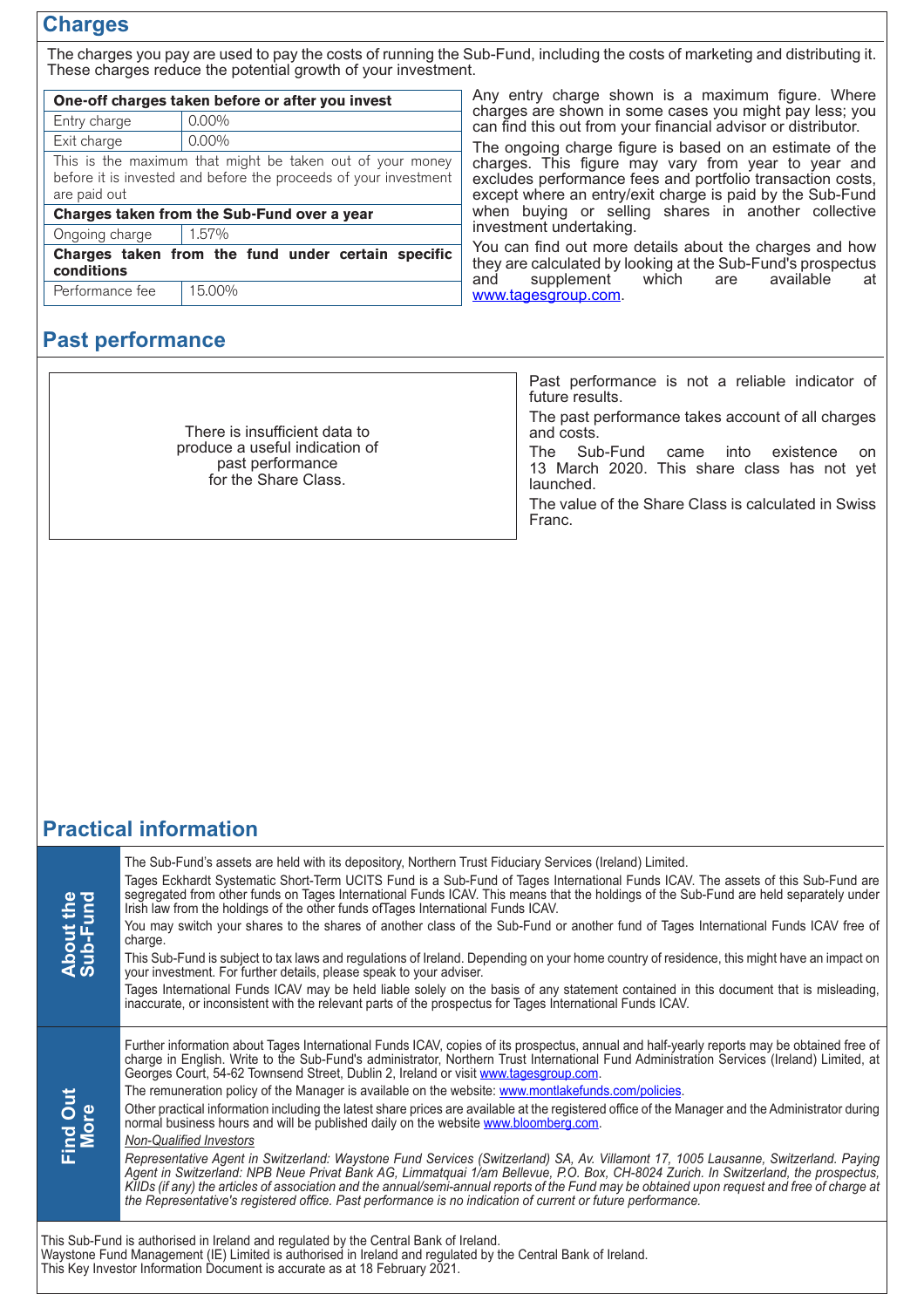## Charges

The charges you pay are used to pay the costs of running the Sub-Fund, including the costs of marketing and distributing it. These charges reduce the potential growth of your investment.

| **One-off charges taken before or after you invest** | |
|---|---|
| Entry charge | 0.00% |
| Exit charge | 0.00% |
| This is the maximum that might be taken out of your money before it is invested and before the proceeds of your investment are paid out | |
| **Charges taken from the Sub-Fund over a year** | |
| Ongoing charge | 1.57% |
| **Charges taken from the fund under certain specific conditions** | |
| Performance fee | 15.00% |

Any entry charge shown is a maximum figure. Where charges are shown in some cases you might pay less; you can find this out from your financial advisor or distributor.

The ongoing charge figure is based on an estimate of the charges. This figure may vary from year to year and excludes performance fees and portfolio transaction costs, except where an entry/exit charge is paid by the Sub-Fund when buying or selling shares in another collective investment undertaking.

You can find out more details about the charges and how they are calculated by looking at the Sub-Fund's prospectus and supplement which are available at www.tagesgroup.com.

## Past performance

There is insufficient data to produce a useful indication of past performance for the Share Class.

Past performance is not a reliable indicator of future results.

The past performance takes account of all charges and costs.

The Sub-Fund came into existence on 13 March 2020. This share class has not yet launched.

The value of the Share Class is calculated in Swiss Franc.

## Practical information

### About the Sub-Fund

The Sub-Fund's assets are held with its depository, Northern Trust Fiduciary Services (Ireland) Limited.

Tages Eckhardt Systematic Short-Term UCITS Fund is a Sub-Fund of Tages International Funds ICAV. The assets of this Sub-Fund are segregated from other funds on Tages International Funds ICAV. This means that the holdings of the Sub-Fund are held separately under Irish law from the holdings of the other funds ofTages International Funds ICAV.

You may switch your shares to the shares of another class of the Sub-Fund or another fund of Tages International Funds ICAV free of charge.

This Sub-Fund is subject to tax laws and regulations of Ireland. Depending on your home country of residence, this might have an impact on your investment. For further details, please speak to your adviser.

Tages International Funds ICAV may be held liable solely on the basis of any statement contained in this document that is misleading, inaccurate, or inconsistent with the relevant parts of the prospectus for Tages International Funds ICAV.

### Find Out More

Further information about Tages International Funds ICAV, copies of its prospectus, annual and half-yearly reports may be obtained free of charge in English. Write to the Sub-Fund's administrator, Northern Trust International Fund Administration Services (Ireland) Limited, at Georges Court, 54-62 Townsend Street, Dublin 2, Ireland or visit www.tagesgroup.com.

The remuneration policy of the Manager is available on the website: www.montlakefunds.com/policies.

Other practical information including the latest share prices are available at the registered office of the Manager and the Administrator during normal business hours and will be published daily on the website www.bloomberg.com.

*Non-Qualified Investors*

*Representative Agent in Switzerland: Waystone Fund Services (Switzerland) SA, Av. Villamont 17, 1005 Lausanne, Switzerland. Paying Agent in Switzerland: NPB Neue Privat Bank AG, Limmatquai 1/am Bellevue, P.O. Box, CH-8024 Zurich. In Switzerland, the prospectus, KIIDs (if any) the articles of association and the annual/semi-annual reports of the Fund may be obtained upon request and free of charge at the Representative's registered office. Past performance is no indication of current or future performance.*

This Sub-Fund is authorised in Ireland and regulated by the Central Bank of Ireland.
Waystone Fund Management (IE) Limited is authorised in Ireland and regulated by the Central Bank of Ireland.
This Key Investor Information Document is accurate as at 18 February 2021.